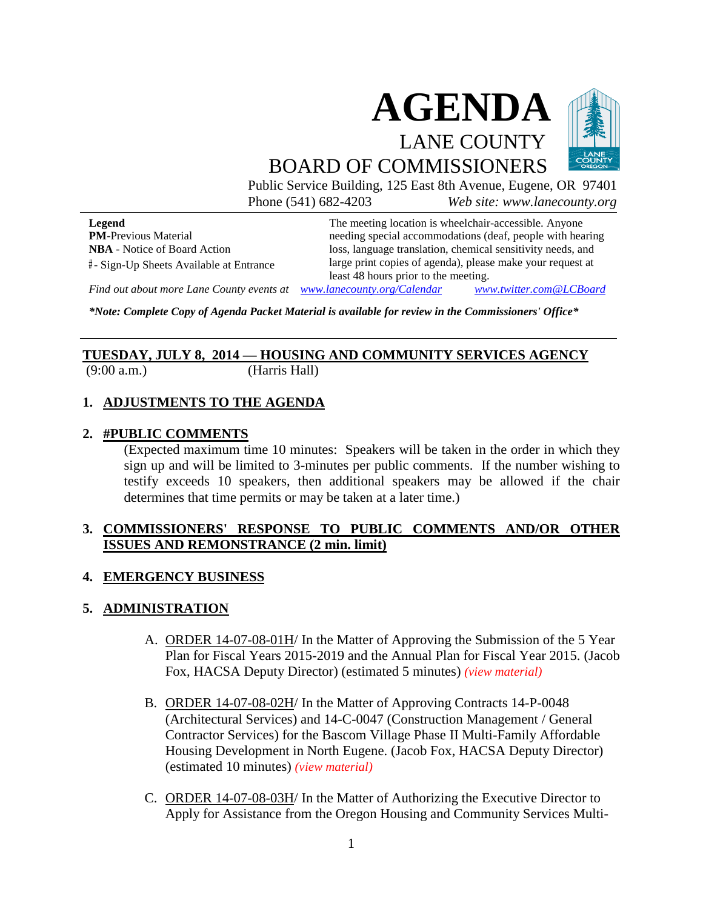# AGENDA

## LANE COUNTY BOARD OF COMMISSIONERS

Public Service Building, 125 East 8th Avenue, Eugene, OR 97401
Phone (541) 682-4203 *Web site: www.lanecounty.org*

**Legend**
**PM**-Previous Material
**NBA** - Notice of Board Action
#- Sign-Up Sheets Available at Entrance

The meeting location is wheelchair-accessible. Anyone needing special accommodations (deaf, people with hearing loss, language translation, chemical sensitivity needs, and large print copies of agenda), please make your request at least 48 hours prior to the meeting.

*Find out about more Lane County events at www.lanecounty.org/Calendar www.twitter.com@LCBoard*

***Note: Complete Copy of Agenda Packet Material is available for review in the Commissioners' Office***

---

**TUESDAY, JULY 8, 2014 — HOUSING AND COMMUNITY SERVICES AGENCY**
(9:00 a.m.) (Harris Hall)

**1. ADJUSTMENTS TO THE AGENDA**

**2. #PUBLIC COMMENTS**

(Expected maximum time 10 minutes: Speakers will be taken in the order in which they sign up and will be limited to 3-minutes per public comments. If the number wishing to testify exceeds 10 speakers, then additional speakers may be allowed if the chair determines that time permits or may be taken at a later time.)

**3. COMMISSIONERS' RESPONSE TO PUBLIC COMMENTS AND/OR OTHER ISSUES AND REMONSTRANCE (2 min. limit)**

**4. EMERGENCY BUSINESS**

**5. ADMINISTRATION**

A. ORDER 14-07-08-01H/ In the Matter of Approving the Submission of the 5 Year Plan for Fiscal Years 2015-2019 and the Annual Plan for Fiscal Year 2015. (Jacob Fox, HACSA Deputy Director) (estimated 5 minutes) *(view material)*

B. ORDER 14-07-08-02H/ In the Matter of Approving Contracts 14-P-0048 (Architectural Services) and 14-C-0047 (Construction Management / General Contractor Services) for the Bascom Village Phase II Multi-Family Affordable Housing Development in North Eugene. (Jacob Fox, HACSA Deputy Director) (estimated 10 minutes) *(view material)*

C. ORDER 14-07-08-03H/ In the Matter of Authorizing the Executive Director to Apply for Assistance from the Oregon Housing and Community Services Multi-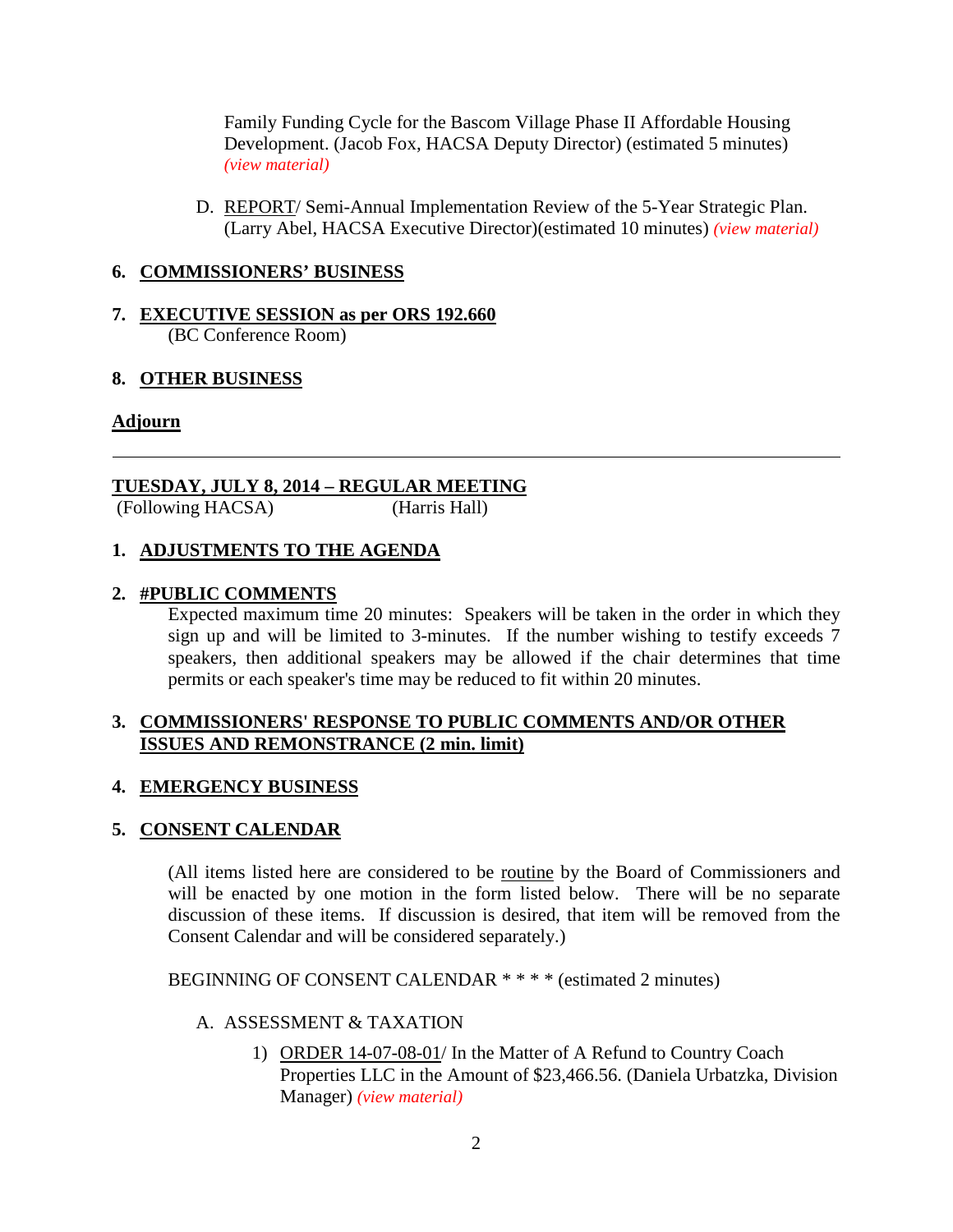Family Funding Cycle for the Bascom Village Phase II Affordable Housing Development. (Jacob Fox, HACSA Deputy Director) (estimated 5 minutes) *(view material)*

D. REPORT/ Semi-Annual Implementation Review of the 5-Year Strategic Plan. (Larry Abel, HACSA Executive Director)(estimated 10 minutes) *(view material)*

**6. COMMISSIONERS' BUSINESS**

**7. EXECUTIVE SESSION as per ORS 192.660**
(BC Conference Room)

**8. OTHER BUSINESS**

**Adjourn**

---

**TUESDAY, JULY 8, 2014 – REGULAR MEETING**
(Following HACSA) (Harris Hall)

**1. ADJUSTMENTS TO THE AGENDA**

**2. #PUBLIC COMMENTS**

Expected maximum time 20 minutes: Speakers will be taken in the order in which they sign up and will be limited to 3-minutes. If the number wishing to testify exceeds 7 speakers, then additional speakers may be allowed if the chair determines that time permits or each speaker's time may be reduced to fit within 20 minutes.

**3. COMMISSIONERS' RESPONSE TO PUBLIC COMMENTS AND/OR OTHER ISSUES AND REMONSTRANCE (2 min. limit)**

**4. EMERGENCY BUSINESS**

**5. CONSENT CALENDAR**

(All items listed here are considered to be routine by the Board of Commissioners and will be enacted by one motion in the form listed below. There will be no separate discussion of these items. If discussion is desired, that item will be removed from the Consent Calendar and will be considered separately.)

BEGINNING OF CONSENT CALENDAR * * * * (estimated 2 minutes)

A. ASSESSMENT & TAXATION

1) ORDER 14-07-08-01/ In the Matter of A Refund to Country Coach Properties LLC in the Amount of $23,466.56. (Daniela Urbatzka, Division Manager) *(view material)*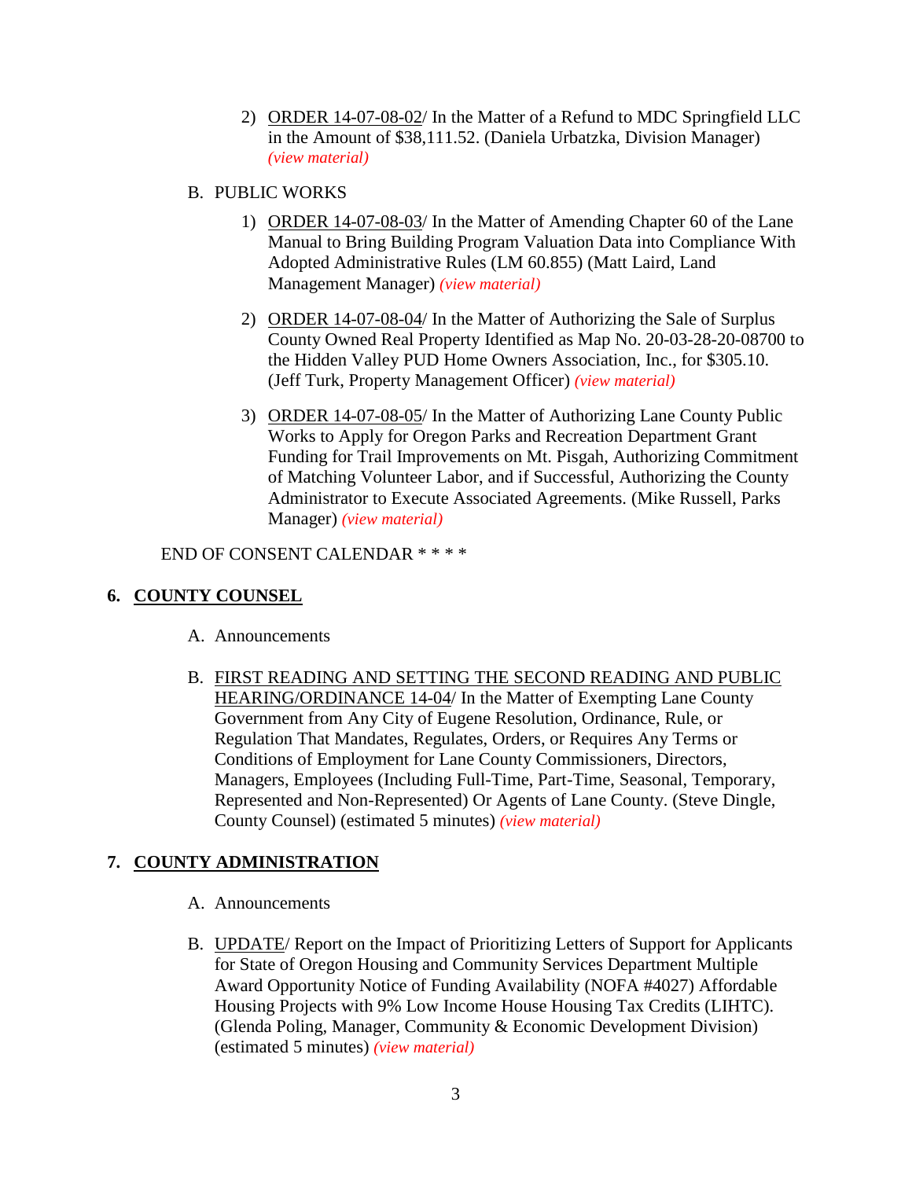2) <u>ORDER 14-07-08-02</u>/ In the Matter of a Refund to MDC Springfield LLC in the Amount of $38,111.52. (Daniela Urbatzka, Division Manager) *(view material)*

B. PUBLIC WORKS

1) <u>ORDER 14-07-08-03</u>/ In the Matter of Amending Chapter 60 of the Lane Manual to Bring Building Program Valuation Data into Compliance With Adopted Administrative Rules (LM 60.855) (Matt Laird, Land Management Manager) *(view material)*

2) <u>ORDER 14-07-08-04</u>/ In the Matter of Authorizing the Sale of Surplus County Owned Real Property Identified as Map No. 20-03-28-20-08700 to the Hidden Valley PUD Home Owners Association, Inc., for $305.10. (Jeff Turk, Property Management Officer) *(view material)*

3) <u>ORDER 14-07-08-05</u>/ In the Matter of Authorizing Lane County Public Works to Apply for Oregon Parks and Recreation Department Grant Funding for Trail Improvements on Mt. Pisgah, Authorizing Commitment of Matching Volunteer Labor, and if Successful, Authorizing the County Administrator to Execute Associated Agreements. (Mike Russell, Parks Manager) *(view material)*

END OF CONSENT CALENDAR * * * *

## 6. <u>COUNTY COUNSEL</u>

A. Announcements

B. <u>FIRST READING AND SETTING THE SECOND READING AND PUBLIC HEARING/ORDINANCE 14-04</u>/ In the Matter of Exempting Lane County Government from Any City of Eugene Resolution, Ordinance, Rule, or Regulation That Mandates, Regulates, Orders, or Requires Any Terms or Conditions of Employment for Lane County Commissioners, Directors, Managers, Employees (Including Full-Time, Part-Time, Seasonal, Temporary, Represented and Non-Represented) Or Agents of Lane County. (Steve Dingle, County Counsel) (estimated 5 minutes) *(view material)*

## 7. <u>COUNTY ADMINISTRATION</u>

A. Announcements

B. <u>UPDATE</u>/ Report on the Impact of Prioritizing Letters of Support for Applicants for State of Oregon Housing and Community Services Department Multiple Award Opportunity Notice of Funding Availability (NOFA #4027) Affordable Housing Projects with 9% Low Income House Housing Tax Credits (LIHTC). (Glenda Poling, Manager, Community & Economic Development Division) (estimated 5 minutes) *(view material)*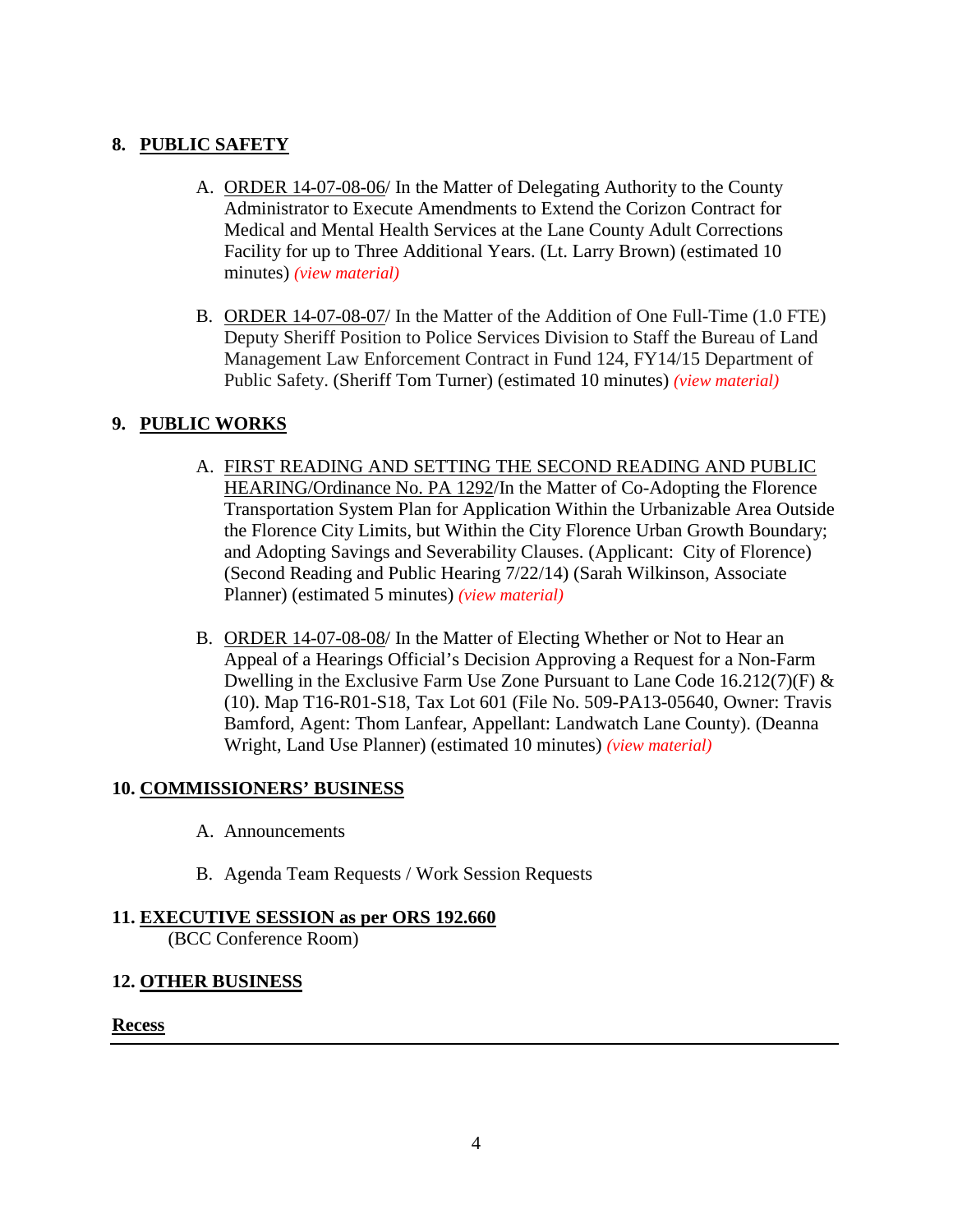## 8. PUBLIC SAFETY

A. ORDER 14-07-08-06/ In the Matter of Delegating Authority to the County Administrator to Execute Amendments to Extend the Corizon Contract for Medical and Mental Health Services at the Lane County Adult Corrections Facility for up to Three Additional Years. (Lt. Larry Brown) (estimated 10 minutes) *(view material)*

B. ORDER 14-07-08-07/ In the Matter of the Addition of One Full-Time (1.0 FTE) Deputy Sheriff Position to Police Services Division to Staff the Bureau of Land Management Law Enforcement Contract in Fund 124, FY14/15 Department of Public Safety. (Sheriff Tom Turner) (estimated 10 minutes) *(view material)*

## 9. PUBLIC WORKS

A. FIRST READING AND SETTING THE SECOND READING AND PUBLIC HEARING/Ordinance No. PA 1292/In the Matter of Co-Adopting the Florence Transportation System Plan for Application Within the Urbanizable Area Outside the Florence City Limits, but Within the City Florence Urban Growth Boundary; and Adopting Savings and Severability Clauses. (Applicant: City of Florence) (Second Reading and Public Hearing 7/22/14) (Sarah Wilkinson, Associate Planner) (estimated 5 minutes) *(view material)*

B. ORDER 14-07-08-08/ In the Matter of Electing Whether or Not to Hear an Appeal of a Hearings Official's Decision Approving a Request for a Non-Farm Dwelling in the Exclusive Farm Use Zone Pursuant to Lane Code 16.212(7)(F) & (10). Map T16-R01-S18, Tax Lot 601 (File No. 509-PA13-05640, Owner: Travis Bamford, Agent: Thom Lanfear, Appellant: Landwatch Lane County). (Deanna Wright, Land Use Planner) (estimated 10 minutes) *(view material)*

## 10. COMMISSIONERS' BUSINESS

A. Announcements

B. Agenda Team Requests / Work Session Requests

## 11. EXECUTIVE SESSION as per ORS 192.660

(BCC Conference Room)

## 12. OTHER BUSINESS

**Recess**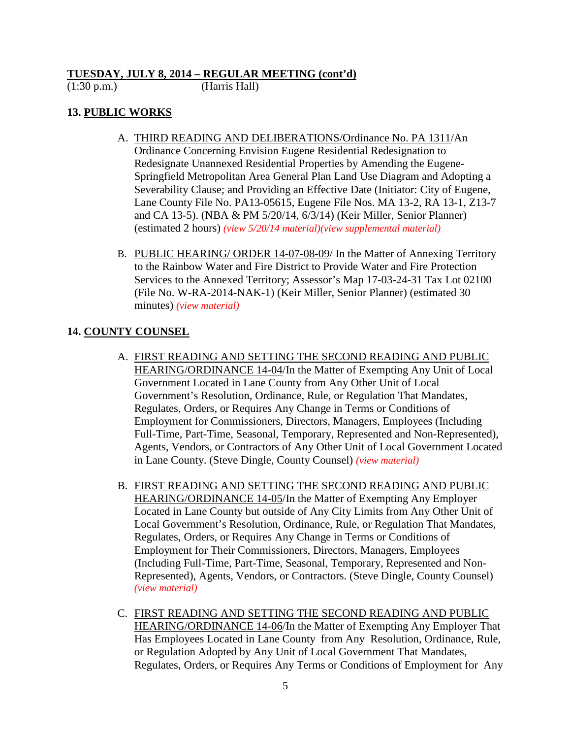**TUESDAY, JULY 8, 2014 – REGULAR MEETING (cont'd)**
(1:30 p.m.) (Harris Hall)

## 13. PUBLIC WORKS

A. THIRD READING AND DELIBERATIONS/Ordinance No. PA 1311/An Ordinance Concerning Envision Eugene Residential Redesignation to Redesignate Unannexed Residential Properties by Amending the Eugene-Springfield Metropolitan Area General Plan Land Use Diagram and Adopting a Severability Clause; and Providing an Effective Date (Initiator: City of Eugene, Lane County File No. PA13-05615, Eugene File Nos. MA 13-2, RA 13-1, Z13-7 and CA 13-5). (NBA & PM 5/20/14, 6/3/14) (Keir Miller, Senior Planner) (estimated 2 hours) *(view 5/20/14 material)(view supplemental material)*

B. PUBLIC HEARING/ ORDER 14-07-08-09/ In the Matter of Annexing Territory to the Rainbow Water and Fire District to Provide Water and Fire Protection Services to the Annexed Territory; Assessor's Map 17-03-24-31 Tax Lot 02100 (File No. W-RA-2014-NAK-1) (Keir Miller, Senior Planner) (estimated 30 minutes) *(view material)*

## 14. COUNTY COUNSEL

A. FIRST READING AND SETTING THE SECOND READING AND PUBLIC HEARING/ORDINANCE 14-04/In the Matter of Exempting Any Unit of Local Government Located in Lane County from Any Other Unit of Local Government's Resolution, Ordinance, Rule, or Regulation That Mandates, Regulates, Orders, or Requires Any Change in Terms or Conditions of Employment for Commissioners, Directors, Managers, Employees (Including Full-Time, Part-Time, Seasonal, Temporary, Represented and Non-Represented), Agents, Vendors, or Contractors of Any Other Unit of Local Government Located in Lane County. (Steve Dingle, County Counsel) *(view material)*

B. FIRST READING AND SETTING THE SECOND READING AND PUBLIC HEARING/ORDINANCE 14-05/In the Matter of Exempting Any Employer Located in Lane County but outside of Any City Limits from Any Other Unit of Local Government's Resolution, Ordinance, Rule, or Regulation That Mandates, Regulates, Orders, or Requires Any Change in Terms or Conditions of Employment for Their Commissioners, Directors, Managers, Employees (Including Full-Time, Part-Time, Seasonal, Temporary, Represented and Non-Represented), Agents, Vendors, or Contractors. (Steve Dingle, County Counsel) *(view material)*

C. FIRST READING AND SETTING THE SECOND READING AND PUBLIC HEARING/ORDINANCE 14-06/In the Matter of Exempting Any Employer That Has Employees Located in Lane County from Any Resolution, Ordinance, Rule, or Regulation Adopted by Any Unit of Local Government That Mandates, Regulates, Orders, or Requires Any Terms or Conditions of Employment for Any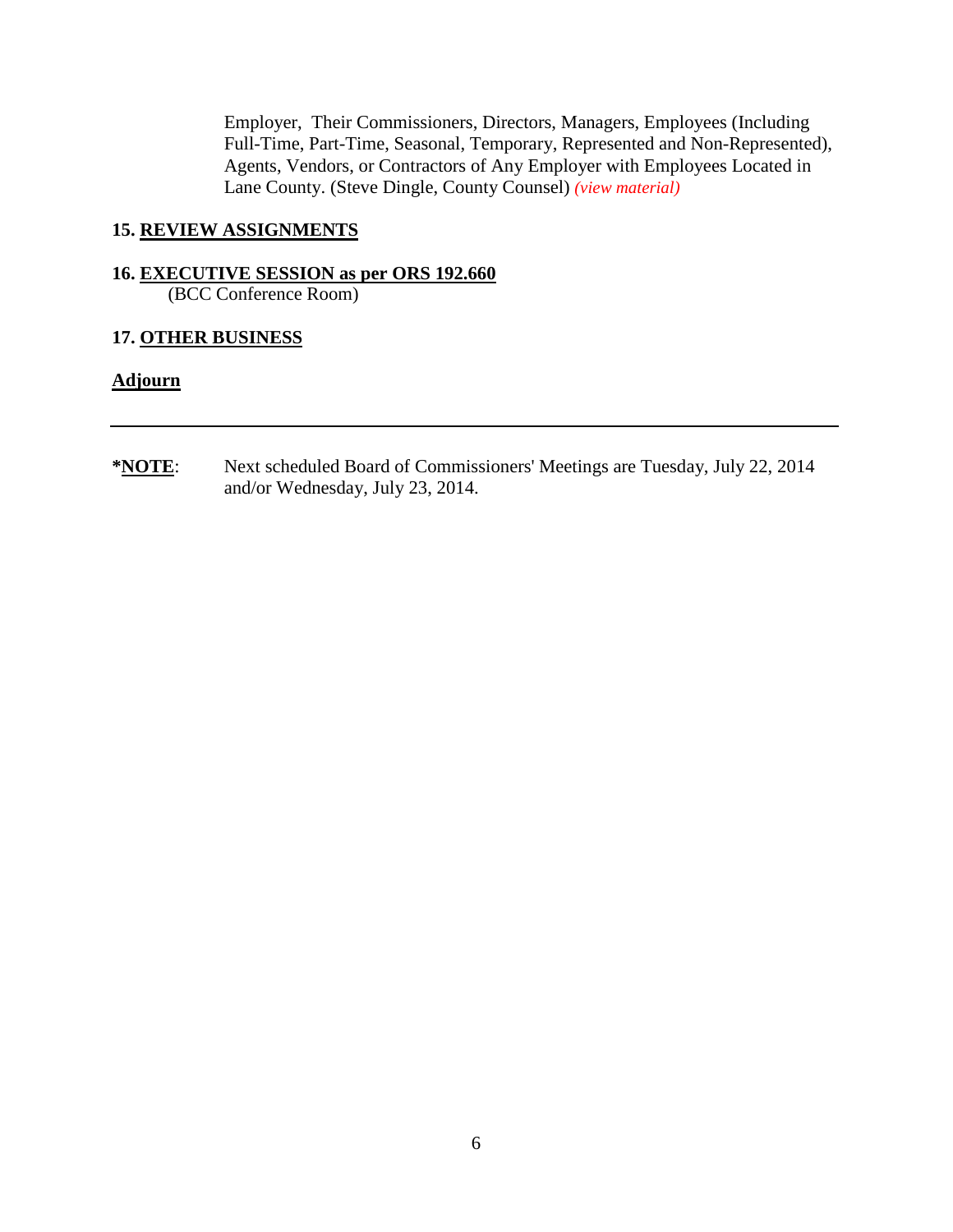Employer, Their Commissioners, Directors, Managers, Employees (Including Full-Time, Part-Time, Seasonal, Temporary, Represented and Non-Represented), Agents, Vendors, or Contractors of Any Employer with Employees Located in Lane County. (Steve Dingle, County Counsel) *(view material)*

**15. REVIEW ASSIGNMENTS**

**16. EXECUTIVE SESSION as per ORS 192.660**
(BCC Conference Room)

**17. OTHER BUSINESS**

**Adjourn**

---

***NOTE**: Next scheduled Board of Commissioners' Meetings are Tuesday, July 22, 2014 and/or Wednesday, July 23, 2014.